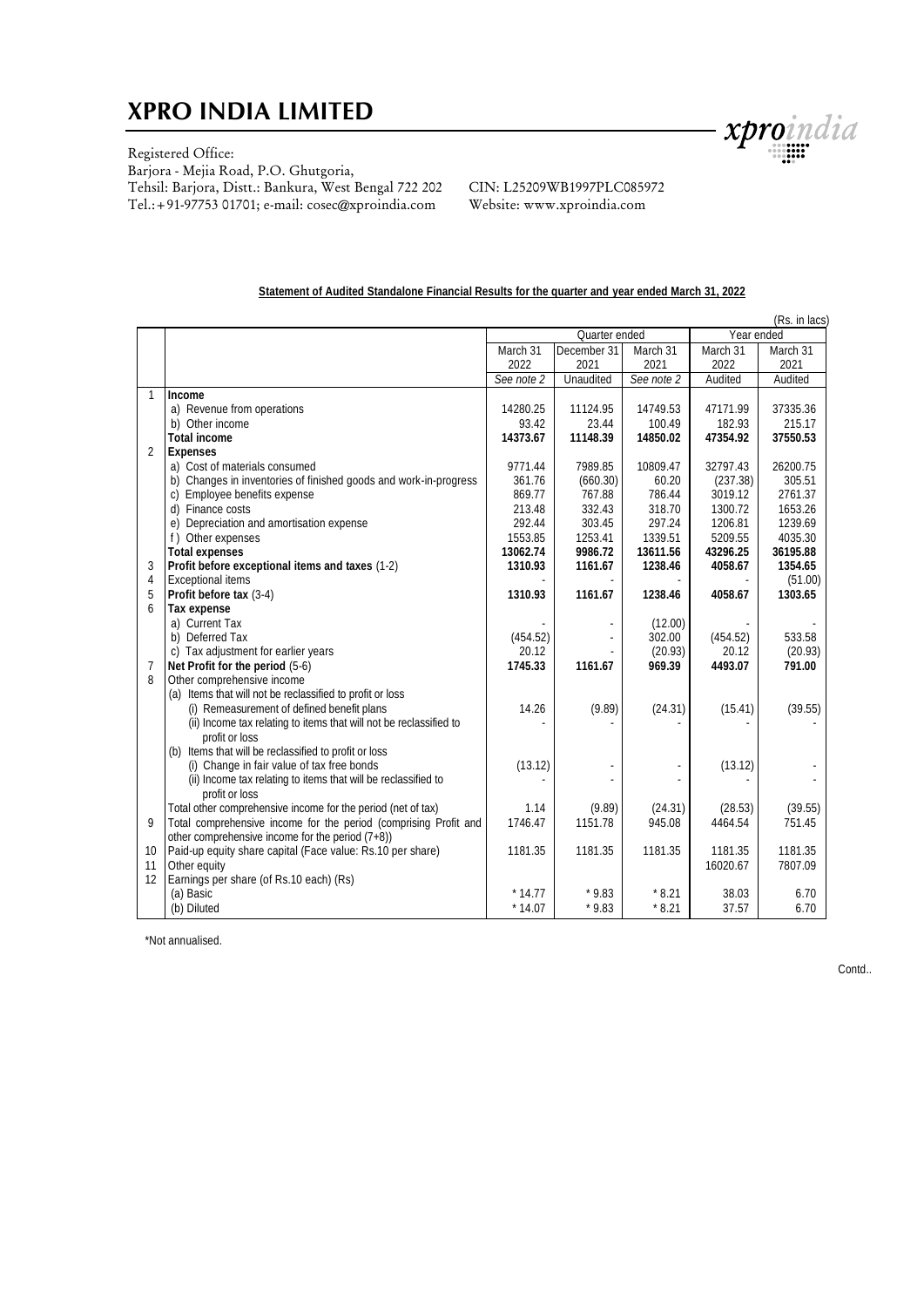# XPRO INDIA LIMITED

Registered Office:
Barjora - Mejia Road, P.O. Ghutgoria,
Tehsil: Barjora, Distt.: Bankura, West Bengal 722 202
Tel.:+91-97753 01701; e-mail: cosec@xproindia.com

CIN: L25209WB1997PLC085972
Website: www.xproindia.com

**Statement of Audited Standalone Financial Results for the quarter and year ended March 31, 2022**

(Rs. in lacs)

| | | Quarter ended | | | Year ended | |
|---|---|---|---|---|---|---|
| | | March 31 2022 | December 31 2021 | March 31 2021 | March 31 2022 | March 31 2021 |
| | | See note 2 | Unaudited | See note 2 | Audited | Audited |
| 1 | **Income** | | | | | |
| | a) Revenue from operations | 14280.25 | 11124.95 | 14749.53 | 47171.99 | 37335.36 |
| | b) Other income | 93.42 | 23.44 | 100.49 | 182.93 | 215.17 |
| | **Total income** | **14373.67** | **11148.39** | **14850.02** | **47354.92** | **37550.53** |
| 2 | **Expenses** | | | | | |
| | a) Cost of materials consumed | 9771.44 | 7989.85 | 10809.47 | 32797.43 | 26200.75 |
| | b) Changes in inventories of finished goods and work-in-progress | 361.76 | (660.30) | 60.20 | (237.38) | 305.51 |
| | c) Employee benefits expense | 869.77 | 767.88 | 786.44 | 3019.12 | 2761.37 |
| | d) Finance costs | 213.48 | 332.43 | 318.70 | 1300.72 | 1653.26 |
| | e) Depreciation and amortisation expense | 292.44 | 303.45 | 297.24 | 1206.81 | 1239.69 |
| | f) Other expenses | 1553.85 | 1253.41 | 1339.51 | 5209.55 | 4035.30 |
| | **Total expenses** | **13062.74** | **9986.72** | **13611.56** | **43296.25** | **36195.88** |
| 3 | **Profit before exceptional items and taxes** (1-2) | **1310.93** | **1161.67** | **1238.46** | **4058.67** | **1354.65** |
| 4 | Exceptional items | - | - | - | - | (51.00) |
| 5 | **Profit before tax** (3-4) | **1310.93** | **1161.67** | **1238.46** | **4058.67** | **1303.65** |
| 6 | **Tax expense** | | | | | |
| | a) Current Tax | - | - | (12.00) | - | - |
| | b) Deferred Tax | (454.52) | - | 302.00 | (454.52) | 533.58 |
| | c) Tax adjustment for earlier years | 20.12 | - | (20.93) | 20.12 | (20.93) |
| 7 | **Net Profit for the period** (5-6) | **1745.33** | **1161.67** | **969.39** | **4493.07** | **791.00** |
| 8 | Other comprehensive income | | | | | |
| | (a) Items that will not be reclassified to profit or loss | | | | | |
| | (i) Remeasurement of defined benefit plans | 14.26 | (9.89) | (24.31) | (15.41) | (39.55) |
| | (ii) Income tax relating to items that will not be reclassified to profit or loss | - | - | - | - | - |
| | (b) Items that will be reclassified to profit or loss | | | | | |
| | (i) Change in fair value of tax free bonds | (13.12) | - | - | (13.12) | - |
| | (ii) Income tax relating to items that will be reclassified to profit or loss | - | - | - | - | - |
| | Total other comprehensive income for the period (net of tax) | 1.14 | (9.89) | (24.31) | (28.53) | (39.55) |
| 9 | Total comprehensive income for the period (comprising Profit and other comprehensive income for the period (7+8)) | 1746.47 | 1151.78 | 945.08 | 4464.54 | 751.45 |
| 10 | Paid-up equity share capital (Face value: Rs.10 per share) | 1181.35 | 1181.35 | 1181.35 | 1181.35 | 1181.35 |
| 11 | Other equity | | | | 16020.67 | 7807.09 |
| 12 | Earnings per share (of Rs.10 each) (Rs) | | | | | |
| | (a) Basic | * 14.77 | * 9.83 | * 8.21 | 38.03 | 6.70 |
| | (b) Diluted | * 14.07 | * 9.83 | * 8.21 | 37.57 | 6.70 |

*Not annualised.

Contd..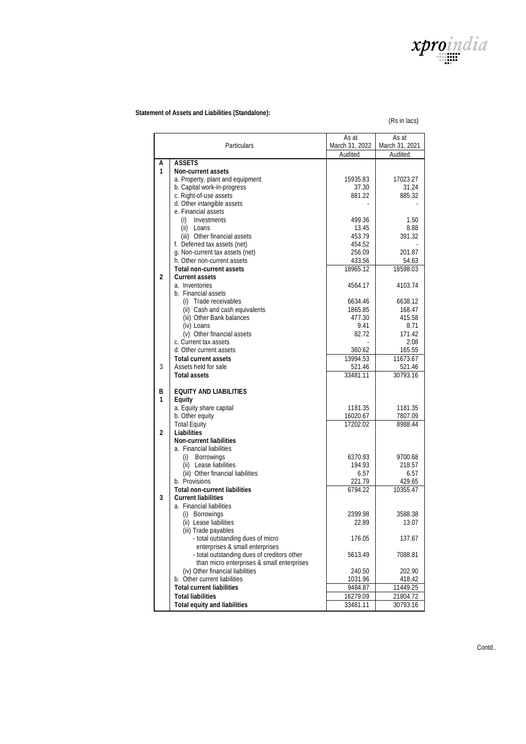**Statement of Assets and Liabilities (Standalone):**

(Rs in lacs)

| | Particulars | As at March 31, 2022 | As at March 31, 2021 |
|---|---|---|---|
| | | Audited | Audited |
| **A** | **ASSETS** | | |
| **1** | **Non-current assets** | | |
| | a. Property, plant and equipment | 15935.83 | 17023.27 |
| | b. Capital work-in-progress | 37.30 | 31.24 |
| | c. Right-of-use assets | 881.22 | 885.32 |
| | d. Other intangible assets | - | - |
| | e. Financial assets | | |
| | (i) Investments | 499.36 | 1.50 |
| | (ii) Loans | 13.45 | 8.88 |
| | (iii) Other financial assets | 453.79 | 391.32 |
| | f. Deferred tax assets (net) | 454.52 | - |
| | g. Non-current tax assets (net) | 256.09 | 201.87 |
| | h. Other non-current assets | 433.56 | 54.63 |
| | **Total non-current assets** | 18965.12 | 18598.03 |
| **2** | **Current assets** | | |
| | a. Inventories | 4564.17 | 4103.74 |
| | b. Financial assets | | |
| | (i) Trade receivables | 6634.46 | 6638.12 |
| | (ii) Cash and cash equivalents | 1865.85 | 168.47 |
| | (iii) Other Bank balances | 477.30 | 415.58 |
| | (iv) Loans | 9.41 | 8.71 |
| | (v) Other financial assets | 82.72 | 171.42 |
| | c. Current tax assets | - | 2.08 |
| | d. Other current assets | 360.62 | 165.55 |
| | **Total current assets** | 13994.53 | 11673.67 |
| 3 | Assets held for sale | 521.46 | 521.46 |
| | **Total assets** | 33481.11 | 30793.16 |
| **B** | **EQUITY AND LIABILITIES** | | |
| **1** | **Equity** | | |
| | a. Equity share capital | 1181.35 | 1181.35 |
| | b. Other equity | 16020.67 | 7807.09 |
| | Total Equity | 17202.02 | 8988.44 |
| **2** | **Liabilities** | | |
| | **Non-current liabilities** | | |
| | a. Financial liabilities | | |
| | (i) Borrowings | 6370.93 | 9700.68 |
| | (ii) Lease liabilities | 194.93 | 218.57 |
| | (iii) Other financial liabilities | 6.57 | 6.57 |
| | b. Provisions | 221.79 | 429.65 |
| | **Total non-current liabilities** | 6794.22 | 10355.47 |
| **3** | **Current liabilities** | | |
| | a. Financial liabilities | | |
| | (i) Borrowings | 2399.98 | 3588.38 |
| | (ii) Lease liabilities | 22.89 | 13.07 |
| | (iii) Trade payables | | |
| | - total outstanding dues of micro enterprises & small enterprises | 176.05 | 137.67 |
| | - total outstanding dues of creditors other than micro enterprises & small enterprises | 5613.49 | 7088.81 |
| | (iv) Other financial liabilities | 240.50 | 202.90 |
| | b. Other current liabilities | 1031.96 | 418.42 |
| | **Total current liabilities** | 9484.87 | 11449.25 |
| | **Total liabilities** | 16279.09 | 21804.72 |
| | **Total equity and liabilities** | 33481.11 | 30793.16 |

Contd..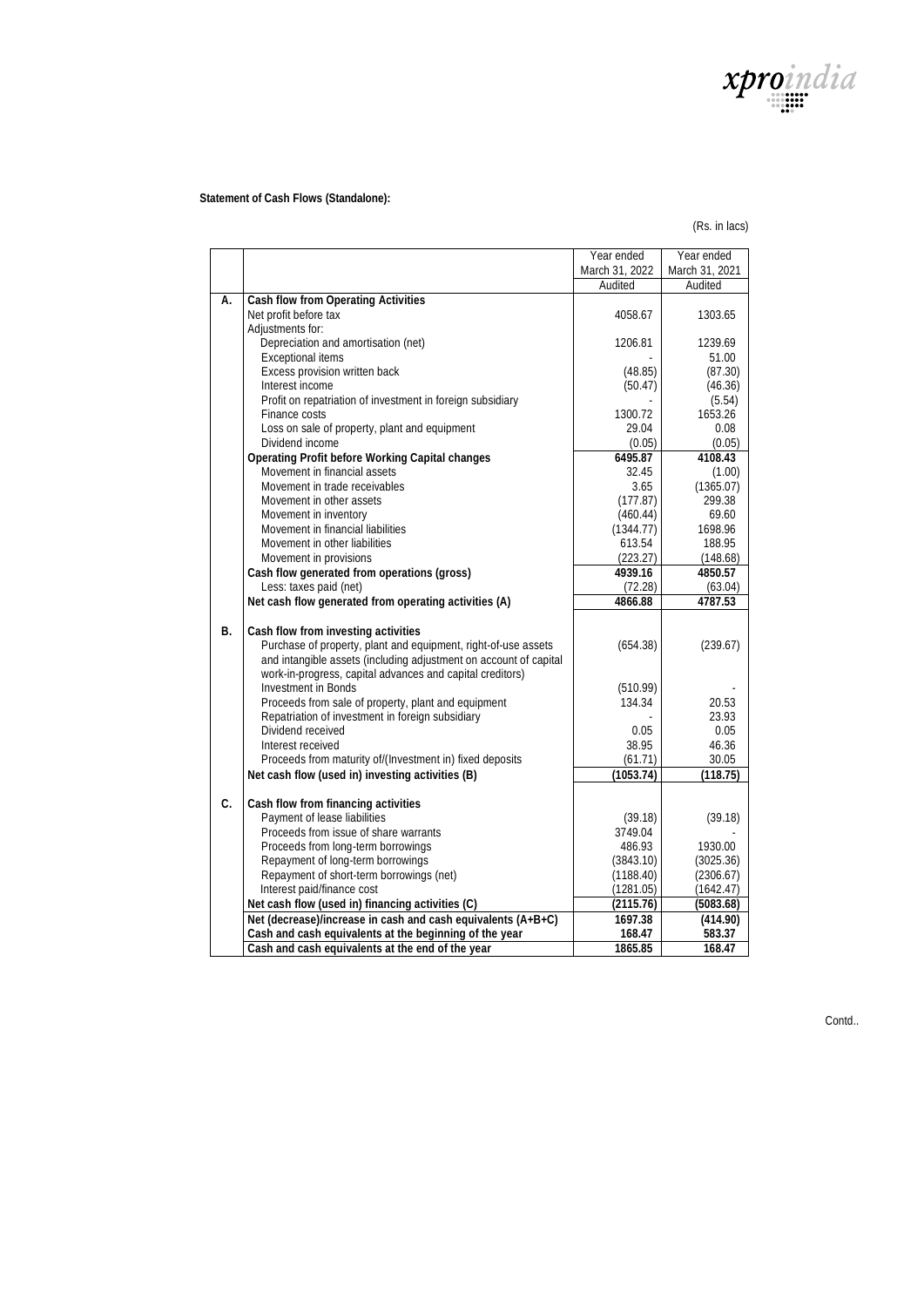**Statement of Cash Flows (Standalone):**

(Rs. in lacs)

| | | Year ended March 31, 2022 | Year ended March 31, 2021 |
|---|---|---|---|
| | | Audited | Audited |
| **A.** | **Cash flow from Operating Activities** | | |
| | Net profit before tax | 4058.67 | 1303.65 |
| | Adjustments for: | | |
| | Depreciation and amortisation (net) | 1206.81 | 1239.69 |
| | Exceptional items | - | 51.00 |
| | Excess provision written back | (48.85) | (87.30) |
| | Interest income | (50.47) | (46.36) |
| | Profit on repatriation of investment in foreign subsidiary | - | (5.54) |
| | Finance costs | 1300.72 | 1653.26 |
| | Loss on sale of property, plant and equipment | 29.04 | 0.08 |
| | Dividend income | (0.05) | (0.05) |
| | **Operating Profit before Working Capital changes** | **6495.87** | **4108.43** |
| | Movement in financial assets | 32.45 | (1.00) |
| | Movement in trade receivables | 3.65 | (1365.07) |
| | Movement in other assets | (177.87) | 299.38 |
| | Movement in inventory | (460.44) | 69.60 |
| | Movement in financial liabilities | (1344.77) | 1698.96 |
| | Movement in other liabilities | 613.54 | 188.95 |
| | Movement in provisions | (223.27) | (148.68) |
| | **Cash flow generated from operations (gross)** | **4939.16** | **4850.57** |
| | Less: taxes paid (net) | (72.28) | (63.04) |
| | **Net cash flow generated from operating activities (A)** | **4866.88** | **4787.53** |
| **B.** | **Cash flow from investing activities** | | |
| | Purchase of property, plant and equipment, right-of-use assets and intangible assets (including adjustment on account of capital work-in-progress, capital advances and capital creditors) | (654.38) | (239.67) |
| | Investment in Bonds | (510.99) | - |
| | Proceeds from sale of property, plant and equipment | 134.34 | 20.53 |
| | Repatriation of investment in foreign subsidiary | - | 23.93 |
| | Dividend received | 0.05 | 0.05 |
| | Interest received | 38.95 | 46.36 |
| | Proceeds from maturity of/(Investment in) fixed deposits | (61.71) | 30.05 |
| | **Net cash flow (used in) investing activities (B)** | **(1053.74)** | **(118.75)** |
| **C.** | **Cash flow from financing activities** | | |
| | Payment of lease liabilities | (39.18) | (39.18) |
| | Proceeds from issue of share warrants | 3749.04 | - |
| | Proceeds from long-term borrowings | 486.93 | 1930.00 |
| | Repayment of long-term borrowings | (3843.10) | (3025.36) |
| | Repayment of short-term borrowings (net) | (1188.40) | (2306.67) |
| | Interest paid/finance cost | (1281.05) | (1642.47) |
| | **Net cash flow (used in) financing activities (C)** | **(2115.76)** | **(5083.68)** |
| | **Net (decrease)/increase in cash and cash equivalents (A+B+C)** | **1697.38** | **(414.90)** |
| | **Cash and cash equivalents at the beginning of the year** | **168.47** | **583.37** |
| | **Cash and cash equivalents at the end of the year** | **1865.85** | **168.47** |

Contd..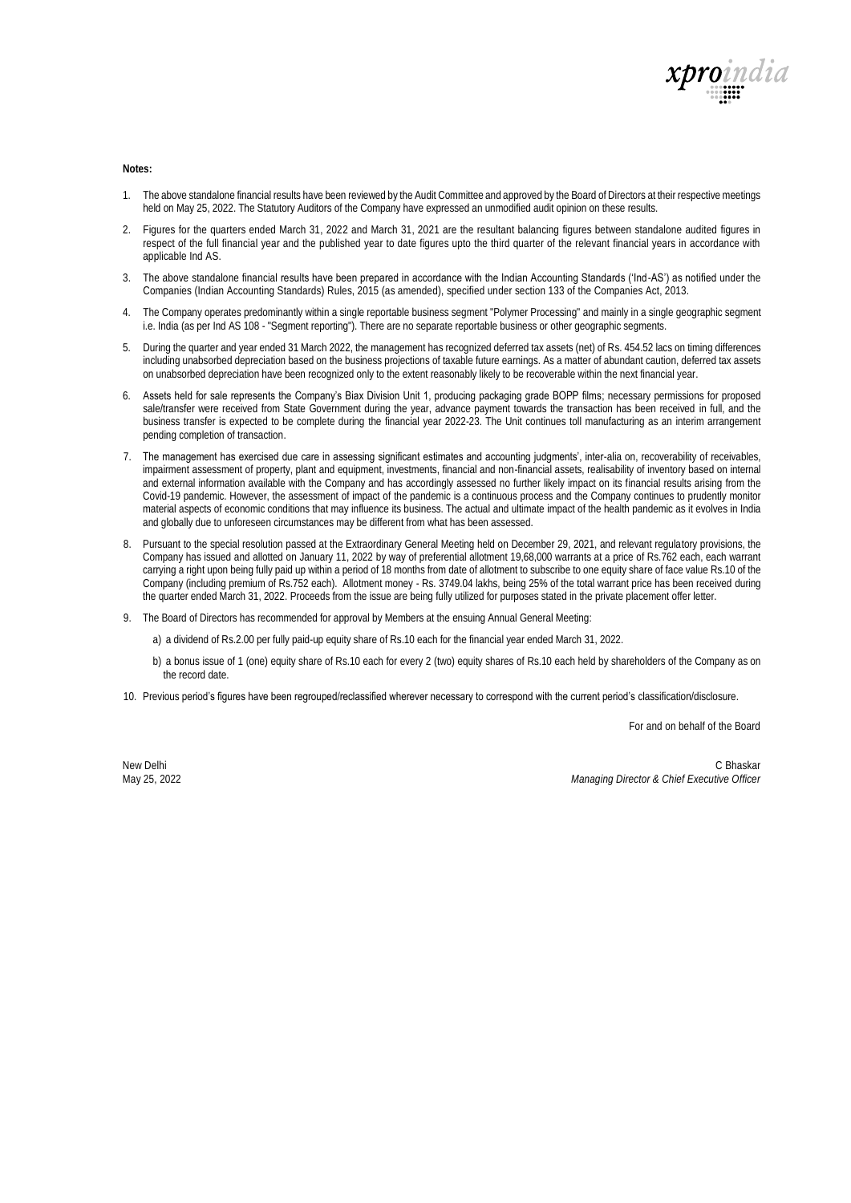**Notes:**

1. The above standalone financial results have been reviewed by the Audit Committee and approved by the Board of Directors at their respective meetings held on May 25, 2022. The Statutory Auditors of the Company have expressed an unmodified audit opinion on these results.

2. Figures for the quarters ended March 31, 2022 and March 31, 2021 are the resultant balancing figures between standalone audited figures in respect of the full financial year and the published year to date figures upto the third quarter of the relevant financial years in accordance with applicable Ind AS.

3. The above standalone financial results have been prepared in accordance with the Indian Accounting Standards ('Ind-AS') as notified under the Companies (Indian Accounting Standards) Rules, 2015 (as amended), specified under section 133 of the Companies Act, 2013.

4. The Company operates predominantly within a single reportable business segment "Polymer Processing" and mainly in a single geographic segment i.e. India (as per Ind AS 108 - "Segment reporting"). There are no separate reportable business or other geographic segments.

5. During the quarter and year ended 31 March 2022, the management has recognized deferred tax assets (net) of Rs. 454.52 lacs on timing differences including unabsorbed depreciation based on the business projections of taxable future earnings. As a matter of abundant caution, deferred tax assets on unabsorbed depreciation have been recognized only to the extent reasonably likely to be recoverable within the next financial year.

6. Assets held for sale represents the Company's Biax Division Unit 1, producing packaging grade BOPP films; necessary permissions for proposed sale/transfer were received from State Government during the year, advance payment towards the transaction has been received in full, and the business transfer is expected to be complete during the financial year 2022-23. The Unit continues toll manufacturing as an interim arrangement pending completion of transaction.

7. The management has exercised due care in assessing significant estimates and accounting judgments', inter-alia on, recoverability of receivables, impairment assessment of property, plant and equipment, investments, financial and non-financial assets, realisability of inventory based on internal and external information available with the Company and has accordingly assessed no further likely impact on its financial results arising from the Covid-19 pandemic. However, the assessment of impact of the pandemic is a continuous process and the Company continues to prudently monitor material aspects of economic conditions that may influence its business. The actual and ultimate impact of the health pandemic as it evolves in India and globally due to unforeseen circumstances may be different from what has been assessed.

8. Pursuant to the special resolution passed at the Extraordinary General Meeting held on December 29, 2021, and relevant regulatory provisions, the Company has issued and allotted on January 11, 2022 by way of preferential allotment 19,68,000 warrants at a price of Rs.762 each, each warrant carrying a right upon being fully paid up within a period of 18 months from date of allotment to subscribe to one equity share of face value Rs.10 of the Company (including premium of Rs.752 each). Allotment money - Rs. 3749.04 lakhs, being 25% of the total warrant price has been received during the quarter ended March 31, 2022. Proceeds from the issue are being fully utilized for purposes stated in the private placement offer letter.

9. The Board of Directors has recommended for approval by Members at the ensuing Annual General Meeting:

   a) a dividend of Rs.2.00 per fully paid-up equity share of Rs.10 each for the financial year ended March 31, 2022.

   b) a bonus issue of 1 (one) equity share of Rs.10 each for every 2 (two) equity shares of Rs.10 each held by shareholders of the Company as on the record date.

10. Previous period's figures have been regrouped/reclassified wherever necessary to correspond with the current period's classification/disclosure.

For and on behalf of the Board

New Delhi
May 25, 2022

C Bhaskar
*Managing Director & Chief Executive Officer*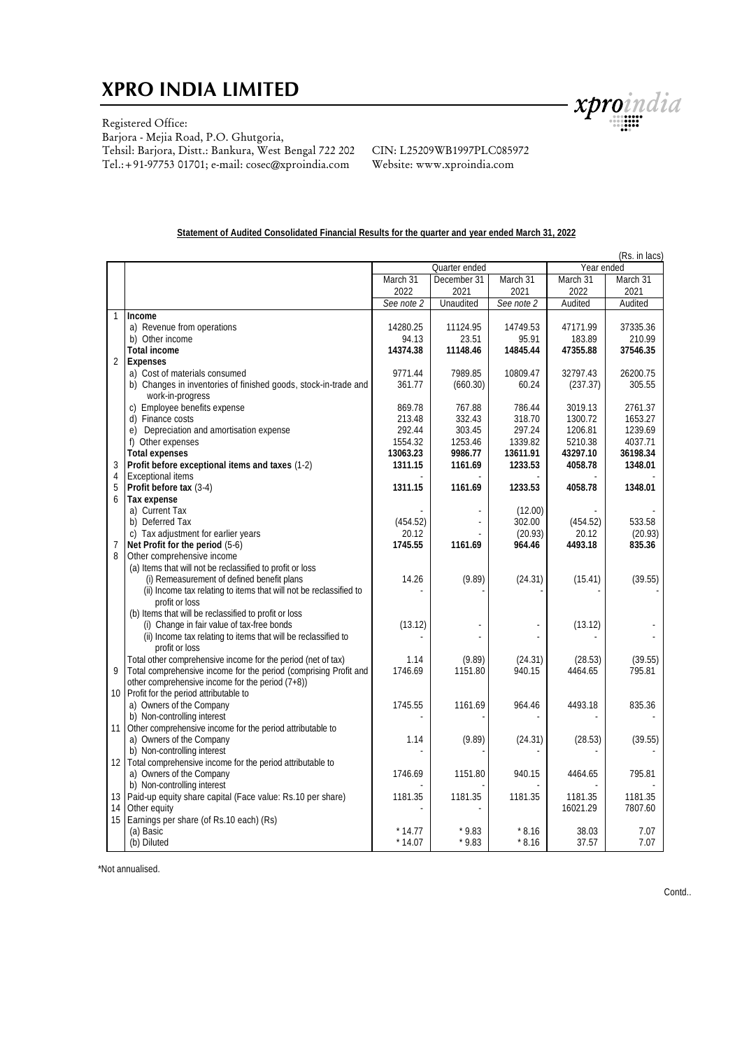# XPRO INDIA LIMITED

Registered Office:
Barjora - Mejia Road, P.O. Ghutgoria,
Tehsil: Barjora, Distt.: Bankura, West Bengal 722 202
Tel.:+91-97753 01701; e-mail: cosec@xproindia.com

CIN: L25209WB1997PLC085972
Website: www.xproindia.com

**Statement of Audited Consolidated Financial Results for the quarter and year ended March 31, 2022**

(Rs. in lacs)

| | | Quarter ended | | | Year ended | |
|---|---|---|---|---|---|---|
| | | March 31 2022 | December 31 2021 | March 31 2021 | March 31 2022 | March 31 2021 |
| | | See note 2 | Unaudited | See note 2 | Audited | Audited |
| 1 | **Income** | | | | | |
| | a) Revenue from operations | 14280.25 | 11124.95 | 14749.53 | 47171.99 | 37335.36 |
| | b) Other income | 94.13 | 23.51 | 95.91 | 183.89 | 210.99 |
| | **Total income** | **14374.38** | **11148.46** | **14845.44** | **47355.88** | **37546.35** |
| 2 | **Expenses** | | | | | |
| | a) Cost of materials consumed | 9771.44 | 7989.85 | 10809.47 | 32797.43 | 26200.75 |
| | b) Changes in inventories of finished goods, stock-in-trade and work-in-progress | 361.77 | (660.30) | 60.24 | (237.37) | 305.55 |
| | c) Employee benefits expense | 869.78 | 767.88 | 786.44 | 3019.13 | 2761.37 |
| | d) Finance costs | 213.48 | 332.43 | 318.70 | 1300.72 | 1653.27 |
| | e) Depreciation and amortisation expense | 292.44 | 303.45 | 297.24 | 1206.81 | 1239.69 |
| | f) Other expenses | 1554.32 | 1253.46 | 1339.82 | 5210.38 | 4037.71 |
| | **Total expenses** | **13063.23** | **9986.77** | **13611.91** | **43297.10** | **36198.34** |
| 3 | **Profit before exceptional items and taxes** (1-2) | **1311.15** | **1161.69** | **1233.53** | **4058.78** | **1348.01** |
| 4 | Exceptional items | - | - | - | - | - |
| 5 | **Profit before tax** (3-4) | **1311.15** | **1161.69** | **1233.53** | **4058.78** | **1348.01** |
| 6 | **Tax expense** | | | | | |
| | a) Current Tax | - | - | (12.00) | - | - |
| | b) Deferred Tax | (454.52) | - | 302.00 | (454.52) | 533.58 |
| | c) Tax adjustment for earlier years | 20.12 | - | (20.93) | 20.12 | (20.93) |
| 7 | **Net Profit for the period** (5-6) | **1745.55** | **1161.69** | **964.46** | **4493.18** | **835.36** |
| 8 | Other comprehensive income | | | | | |
| | (a) Items that will not be reclassified to profit or loss | | | | | |
| | (i) Remeasurement of defined benefit plans | 14.26 | (9.89) | (24.31) | (15.41) | (39.55) |
| | (ii) Income tax relating to items that will not be reclassified to profit or loss | - | - | - | - | - |
| | (b) Items that will be reclassified to profit or loss | | | | | |
| | (i) Change in fair value of tax-free bonds | (13.12) | - | - | (13.12) | - |
| | (ii) Income tax relating to items that will be reclassified to profit or loss | - | - | - | - | - |
| | Total other comprehensive income for the period (net of tax) | 1.14 | (9.89) | (24.31) | (28.53) | (39.55) |
| 9 | Total comprehensive income for the period (comprising Profit and other comprehensive income for the period (7+8)) | 1746.69 | 1151.80 | 940.15 | 4464.65 | 795.81 |
| 10 | Profit for the period attributable to | | | | | |
| | a) Owners of the Company | 1745.55 | 1161.69 | 964.46 | 4493.18 | 835.36 |
| | b) Non-controlling interest | - | - | - | - | - |
| 11 | Other comprehensive income for the period attributable to | | | | | |
| | a) Owners of the Company | 1.14 | (9.89) | (24.31) | (28.53) | (39.55) |
| | b) Non-controlling interest | - | - | - | - | - |
| 12 | Total comprehensive income for the period attributable to | | | | | |
| | a) Owners of the Company | 1746.69 | 1151.80 | 940.15 | 4464.65 | 795.81 |
| | b) Non-controlling interest | - | - | - | - | - |
| 13 | Paid-up equity share capital (Face value: Rs.10 per share) | 1181.35 | 1181.35 | 1181.35 | 1181.35 | 1181.35 |
| 14 | Other equity | - | - | | 16021.29 | 7807.60 |
| 15 | Earnings per share (of Rs.10 each) (Rs) | | | | | |
| | (a) Basic | * 14.77 | * 9.83 | * 8.16 | 38.03 | 7.07 |
| | (b) Diluted | * 14.07 | * 9.83 | * 8.16 | 37.57 | 7.07 |

*Not annualised.

Contd..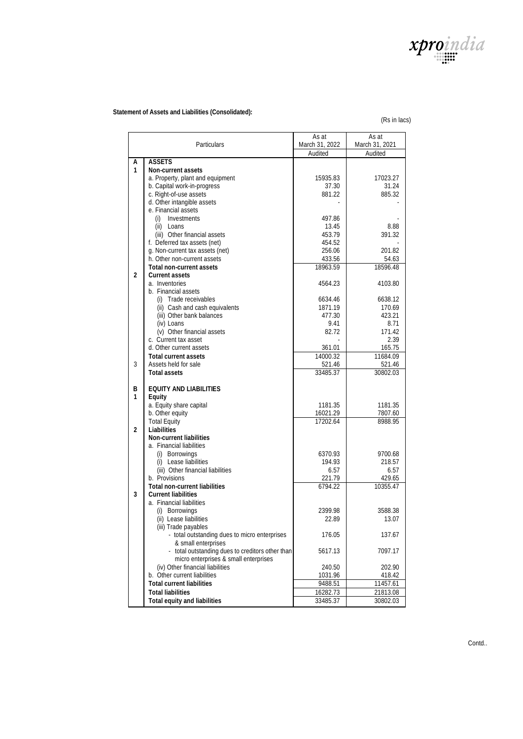**Statement of Assets and Liabilities (Consolidated):**

(Rs in lacs)

| | Particulars | As at March 31, 2022 | As at March 31, 2021 |
|---|---|---|---|
| | | Audited | Audited |
| **A** | **ASSETS** | | |
| **1** | **Non-current assets** | | |
| | a. Property, plant and equipment | 15935.83 | 17023.27 |
| | b. Capital work-in-progress | 37.30 | 31.24 |
| | c. Right-of-use assets | 881.22 | 885.32 |
| | d. Other intangible assets | - | - |
| | e. Financial assets | | |
| | (i) Investments | 497.86 | - |
| | (ii) Loans | 13.45 | 8.88 |
| | (iii) Other financial assets | 453.79 | 391.32 |
| | f. Deferred tax assets (net) | 454.52 | - |
| | g. Non-current tax assets (net) | 256.06 | 201.82 |
| | h. Other non-current assets | 433.56 | 54.63 |
| | **Total non-current assets** | 18963.59 | 18596.48 |
| **2** | **Current assets** | | |
| | a. Inventories | 4564.23 | 4103.80 |
| | b. Financial assets | | |
| | (i) Trade receivables | 6634.46 | 6638.12 |
| | (ii) Cash and cash equivalents | 1871.19 | 170.69 |
| | (iii) Other bank balances | 477.30 | 423.21 |
| | (iv) Loans | 9.41 | 8.71 |
| | (v) Other financial assets | 82.72 | 171.42 |
| | c. Current tax asset | - | 2.39 |
| | d. Other current assets | 361.01 | 165.75 |
| | **Total current assets** | 14000.32 | 11684.09 |
| 3 | Assets held for sale | 521.46 | 521.46 |
| | **Total assets** | 33485.37 | 30802.03 |
| | | | |
| **B** | **EQUITY AND LIABILITIES** | | |
| **1** | **Equity** | | |
| | a. Equity share capital | 1181.35 | 1181.35 |
| | b. Other equity | 16021.29 | 7807.60 |
| | Total Equity | 17202.64 | 8988.95 |
| **2** | **Liabilities** | | |
| | **Non-current liabilities** | | |
| | a. Financial liabilities | | |
| | (i) Borrowings | 6370.93 | 9700.68 |
| | (i) Lease liabilities | 194.93 | 218.57 |
| | (iii) Other financial liabilities | 6.57 | 6.57 |
| | b. Provisions | 221.79 | 429.65 |
| | **Total non-current liabilities** | 6794.22 | 10355.47 |
| **3** | **Current liabilities** | | |
| | a. Financial liabilities | | |
| | (i) Borrowings | 2399.98 | 3588.38 |
| | (ii) Lease liabilities | 22.89 | 13.07 |
| | (iii) Trade payables | | |
| | - total outstanding dues to micro enterprises & small enterprises | 176.05 | 137.67 |
| | - total outstanding dues to creditors other than micro enterprises & small enterprises | 5617.13 | 7097.17 |
| | (iv) Other financial liabilities | 240.50 | 202.90 |
| | b. Other current liabilities | 1031.96 | 418.42 |
| | **Total current liabilities** | 9488.51 | 11457.61 |
| | **Total liabilities** | 16282.73 | 21813.08 |
| | **Total equity and liabilities** | 33485.37 | 30802.03 |

Contd..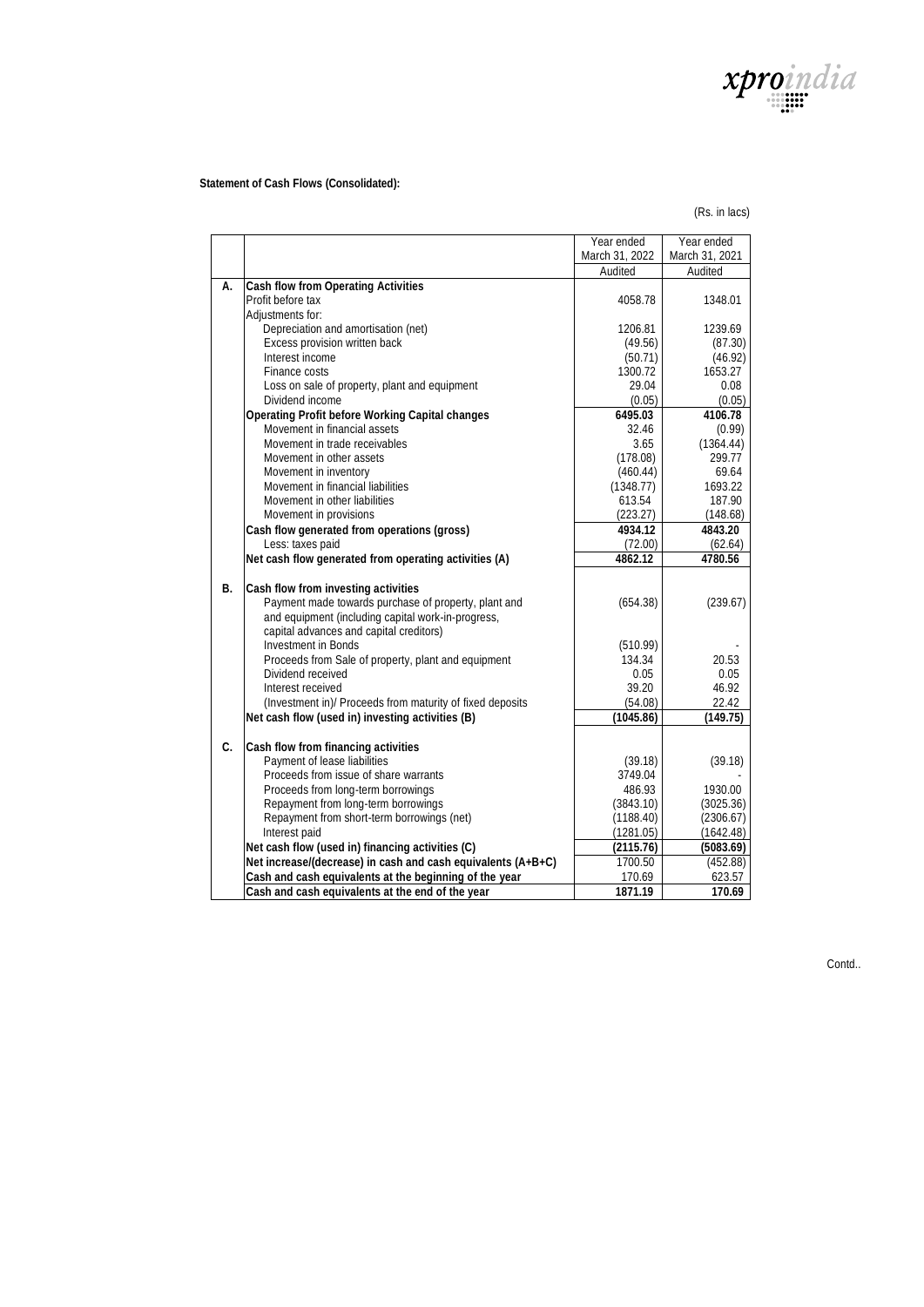**Statement of Cash Flows (Consolidated):**

(Rs. in lacs)

| | | Year ended March 31, 2022 | Year ended March 31, 2021 |
|---|---|---|---|
| | | Audited | Audited |
| **A.** | **Cash flow from Operating Activities** | | |
| | Profit before tax | 4058.78 | 1348.01 |
| | Adjustments for: | | |
| | Depreciation and amortisation (net) | 1206.81 | 1239.69 |
| | Excess provision written back | (49.56) | (87.30) |
| | Interest income | (50.71) | (46.92) |
| | Finance costs | 1300.72 | 1653.27 |
| | Loss on sale of property, plant and equipment | 29.04 | 0.08 |
| | Dividend income | (0.05) | (0.05) |
| | **Operating Profit before Working Capital changes** | **6495.03** | **4106.78** |
| | Movement in financial assets | 32.46 | (0.99) |
| | Movement in trade receivables | 3.65 | (1364.44) |
| | Movement in other assets | (178.08) | 299.77 |
| | Movement in inventory | (460.44) | 69.64 |
| | Movement in financial liabilities | (1348.77) | 1693.22 |
| | Movement in other liabilities | 613.54 | 187.90 |
| | Movement in provisions | (223.27) | (148.68) |
| | **Cash flow generated from operations (gross)** | **4934.12** | **4843.20** |
| | Less: taxes paid | (72.00) | (62.64) |
| | **Net cash flow generated from operating activities (A)** | **4862.12** | **4780.56** |
| **B.** | **Cash flow from investing activities** | | |
| | Payment made towards purchase of property, plant and and equipment (including capital work-in-progress, capital advances and capital creditors) | (654.38) | (239.67) |
| | Investment in Bonds | (510.99) | - |
| | Proceeds from Sale of property, plant and equipment | 134.34 | 20.53 |
| | Dividend received | 0.05 | 0.05 |
| | Interest received | 39.20 | 46.92 |
| | (Investment in)/ Proceeds from maturity of fixed deposits | (54.08) | 22.42 |
| | **Net cash flow (used in) investing activities (B)** | **(1045.86)** | **(149.75)** |
| **C.** | **Cash flow from financing activities** | | |
| | Payment of lease liabilities | (39.18) | (39.18) |
| | Proceeds from issue of share warrants | 3749.04 | - |
| | Proceeds from long-term borrowings | 486.93 | 1930.00 |
| | Repayment from long-term borrowings | (3843.10) | (3025.36) |
| | Repayment from short-term borrowings (net) | (1188.40) | (2306.67) |
| | Interest paid | (1281.05) | (1642.48) |
| | **Net cash flow (used in) financing activities (C)** | **(2115.76)** | **(5083.69)** |
| | **Net increase/(decrease) in cash and cash equivalents (A+B+C)** | 1700.50 | (452.88) |
| | **Cash and cash equivalents at the beginning of the year** | 170.69 | 623.57 |
| | **Cash and cash equivalents at the end of the year** | **1871.19** | **170.69** |

Contd..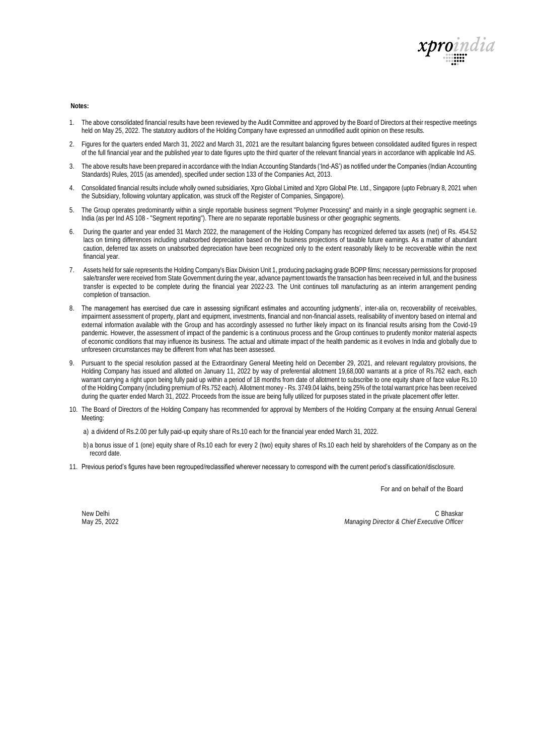**Notes:**

1. The above consolidated financial results have been reviewed by the Audit Committee and approved by the Board of Directors at their respective meetings held on May 25, 2022. The statutory auditors of the Holding Company have expressed an unmodified audit opinion on these results.

2. Figures for the quarters ended March 31, 2022 and March 31, 2021 are the resultant balancing figures between consolidated audited figures in respect of the full financial year and the published year to date figures upto the third quarter of the relevant financial years in accordance with applicable Ind AS.

3. The above results have been prepared in accordance with the Indian Accounting Standards ('Ind-AS') as notified under the Companies (Indian Accounting Standards) Rules, 2015 (as amended), specified under section 133 of the Companies Act, 2013.

4. Consolidated financial results include wholly owned subsidiaries, Xpro Global Limited and Xpro Global Pte. Ltd., Singapore (upto February 8, 2021 when the Subsidiary, following voluntary application, was struck off the Register of Companies, Singapore).

5. The Group operates predominantly within a single reportable business segment "Polymer Processing" and mainly in a single geographic segment i.e. India (as per Ind AS 108 - "Segment reporting"). There are no separate reportable business or other geographic segments.

6. During the quarter and year ended 31 March 2022, the management of the Holding Company has recognized deferred tax assets (net) of Rs. 454.52 lacs on timing differences including unabsorbed depreciation based on the business projections of taxable future earnings. As a matter of abundant caution, deferred tax assets on unabsorbed depreciation have been recognized only to the extent reasonably likely to be recoverable within the next financial year.

7. Assets held for sale represents the Holding Company's Biax Division Unit 1, producing packaging grade BOPP films; necessary permissions for proposed sale/transfer were received from State Government during the year, advance payment towards the transaction has been received in full, and the business transfer is expected to be complete during the financial year 2022-23. The Unit continues toll manufacturing as an interim arrangement pending completion of transaction.

8. The management has exercised due care in assessing significant estimates and accounting judgments', inter-alia on, recoverability of receivables, impairment assessment of property, plant and equipment, investments, financial and non-financial assets, realisability of inventory based on internal and external information available with the Group and has accordingly assessed no further likely impact on its financial results arising from the Covid-19 pandemic. However, the assessment of impact of the pandemic is a continuous process and the Group continues to prudently monitor material aspects of economic conditions that may influence its business. The actual and ultimate impact of the health pandemic as it evolves in India and globally due to unforeseen circumstances may be different from what has been assessed.

9. Pursuant to the special resolution passed at the Extraordinary General Meeting held on December 29, 2021, and relevant regulatory provisions, the Holding Company has issued and allotted on January 11, 2022 by way of preferential allotment 19,68,000 warrants at a price of Rs.762 each, each warrant carrying a right upon being fully paid up within a period of 18 months from date of allotment to subscribe to one equity share of face value Rs.10 of the Holding Company (including premium of Rs.752 each). Allotment money - Rs. 3749.04 lakhs, being 25% of the total warrant price has been received during the quarter ended March 31, 2022. Proceeds from the issue are being fully utilized for purposes stated in the private placement offer letter.

10. The Board of Directors of the Holding Company has recommended for approval by Members of the Holding Company at the ensuing Annual General Meeting:

    a) a dividend of Rs.2.00 per fully paid-up equity share of Rs.10 each for the financial year ended March 31, 2022.

    b) a bonus issue of 1 (one) equity share of Rs.10 each for every 2 (two) equity shares of Rs.10 each held by shareholders of the Company as on the record date.

11. Previous period's figures have been regrouped/reclassified wherever necessary to correspond with the current period's classification/disclosure.

For and on behalf of the Board

New Delhi
May 25, 2022

C Bhaskar
*Managing Director & Chief Executive Officer*